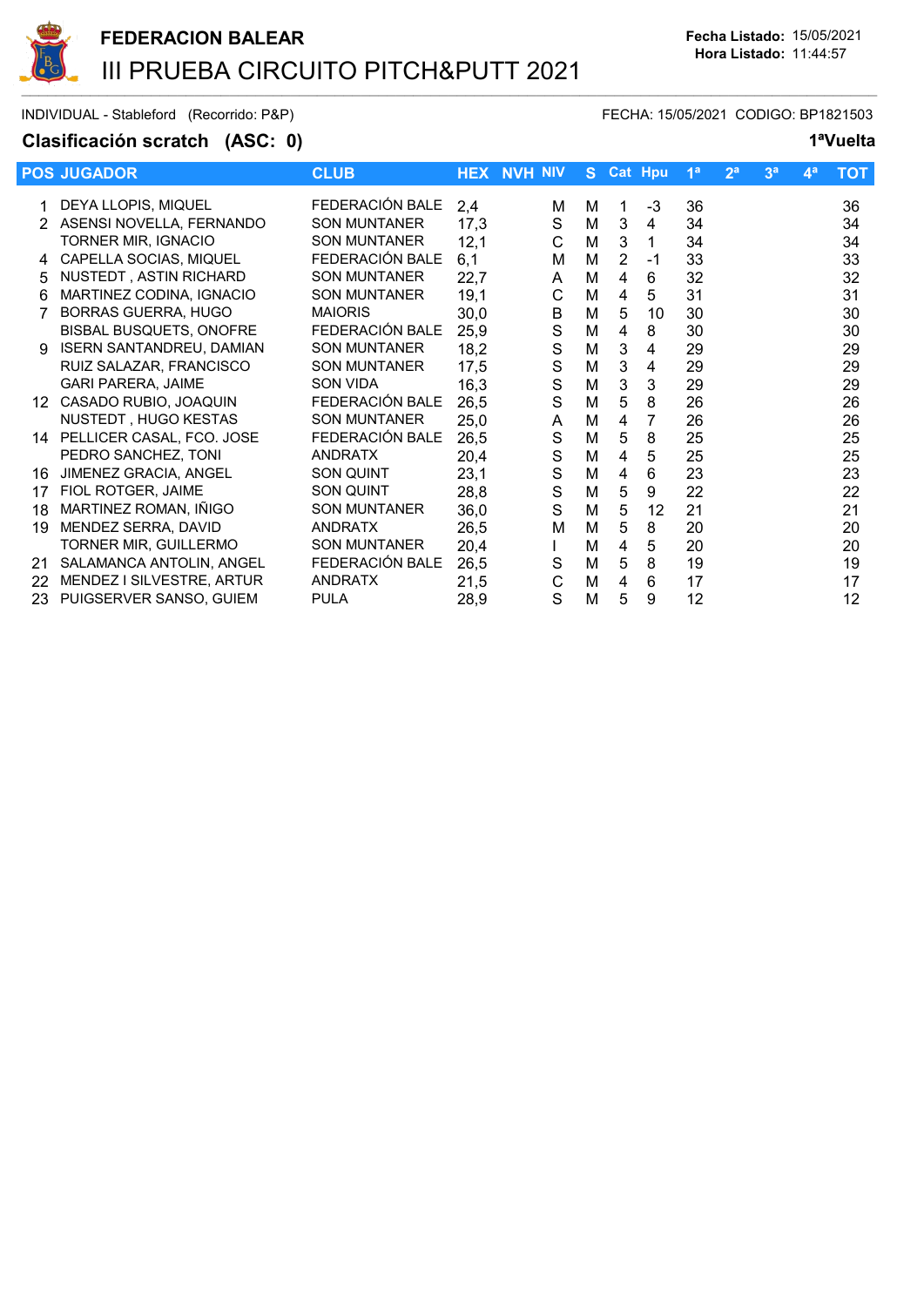# FEDERACION BALEAR

## III PRUEBA CIRCUITO PITCH&PUTT 2021

**Fecha Listado:** 15/05/2021
**Hora Listado:** 11:44:57

INDIVIDUAL - Stableford (Recorrido: P&P) FECHA: 15/05/2021 CODIGO: BP1821503

### Clasificación scratch (ASC: 0) — 1ªVuelta

| POS | JUGADOR | CLUB | HEX | NVH | NIV | S | Cat | Hpu | 1ª | 2ª | 3ª | 4ª | TOT |
|---|---|---|---|---|---|---|---|---|---|---|---|---|---|
| 1 | DEYA LLOPIS, MIQUEL | FEDERACIÓN BALE | 2,4 | | M | M | 1 | -3 | 36 | | | | 36 |
| 2 | ASENSI NOVELLA, FERNANDO | SON MUNTANER | 17,3 | | S | M | 3 | 4 | 34 | | | | 34 |
| | TORNER MIR, IGNACIO | SON MUNTANER | 12,1 | | C | M | 3 | 1 | 34 | | | | 34 |
| 4 | CAPELLA SOCIAS, MIQUEL | FEDERACIÓN BALE | 6,1 | | M | M | 2 | -1 | 33 | | | | 33 |
| 5 | NUSTEDT , ASTIN RICHARD | SON MUNTANER | 22,7 | | A | M | 4 | 6 | 32 | | | | 32 |
| 6 | MARTINEZ CODINA, IGNACIO | SON MUNTANER | 19,1 | | C | M | 4 | 5 | 31 | | | | 31 |
| 7 | BORRAS GUERRA, HUGO | MAIORIS | 30,0 | | B | M | 5 | 10 | 30 | | | | 30 |
| | BISBAL BUSQUETS, ONOFRE | FEDERACIÓN BALE | 25,9 | | S | M | 4 | 8 | 30 | | | | 30 |
| 9 | ISERN SANTANDREU, DAMIAN | SON MUNTANER | 18,2 | | S | M | 3 | 4 | 29 | | | | 29 |
| | RUIZ SALAZAR, FRANCISCO | SON MUNTANER | 17,5 | | S | M | 3 | 4 | 29 | | | | 29 |
| | GARI PARERA, JAIME | SON VIDA | 16,3 | | S | M | 3 | 3 | 29 | | | | 29 |
| 12 | CASADO RUBIO, JOAQUIN | FEDERACIÓN BALE | 26,5 | | S | M | 5 | 8 | 26 | | | | 26 |
| | NUSTEDT , HUGO KESTAS | SON MUNTANER | 25,0 | | A | M | 4 | 7 | 26 | | | | 26 |
| 14 | PELLICER CASAL, FCO. JOSE | FEDERACIÓN BALE | 26,5 | | S | M | 5 | 8 | 25 | | | | 25 |
| | PEDRO SANCHEZ, TONI | ANDRATX | 20,4 | | S | M | 4 | 5 | 25 | | | | 25 |
| 16 | JIMENEZ GRACIA, ANGEL | SON QUINT | 23,1 | | S | M | 4 | 6 | 23 | | | | 23 |
| 17 | FIOL ROTGER, JAIME | SON QUINT | 28,8 | | S | M | 5 | 9 | 22 | | | | 22 |
| 18 | MARTINEZ ROMAN, IÑIGO | SON MUNTANER | 36,0 | | S | M | 5 | 12 | 21 | | | | 21 |
| 19 | MENDEZ SERRA, DAVID | ANDRATX | 26,5 | | M | M | 5 | 8 | 20 | | | | 20 |
| | TORNER MIR, GUILLERMO | SON MUNTANER | 20,4 | | I | M | 4 | 5 | 20 | | | | 20 |
| 21 | SALAMANCA ANTOLIN, ANGEL | FEDERACIÓN BALE | 26,5 | | S | M | 5 | 8 | 19 | | | | 19 |
| 22 | MENDEZ I SILVESTRE, ARTUR | ANDRATX | 21,5 | | C | M | 4 | 6 | 17 | | | | 17 |
| 23 | PUIGSERVER SANSO, GUIEM | PULA | 28,9 | | S | M | 5 | 9 | 12 | | | | 12 |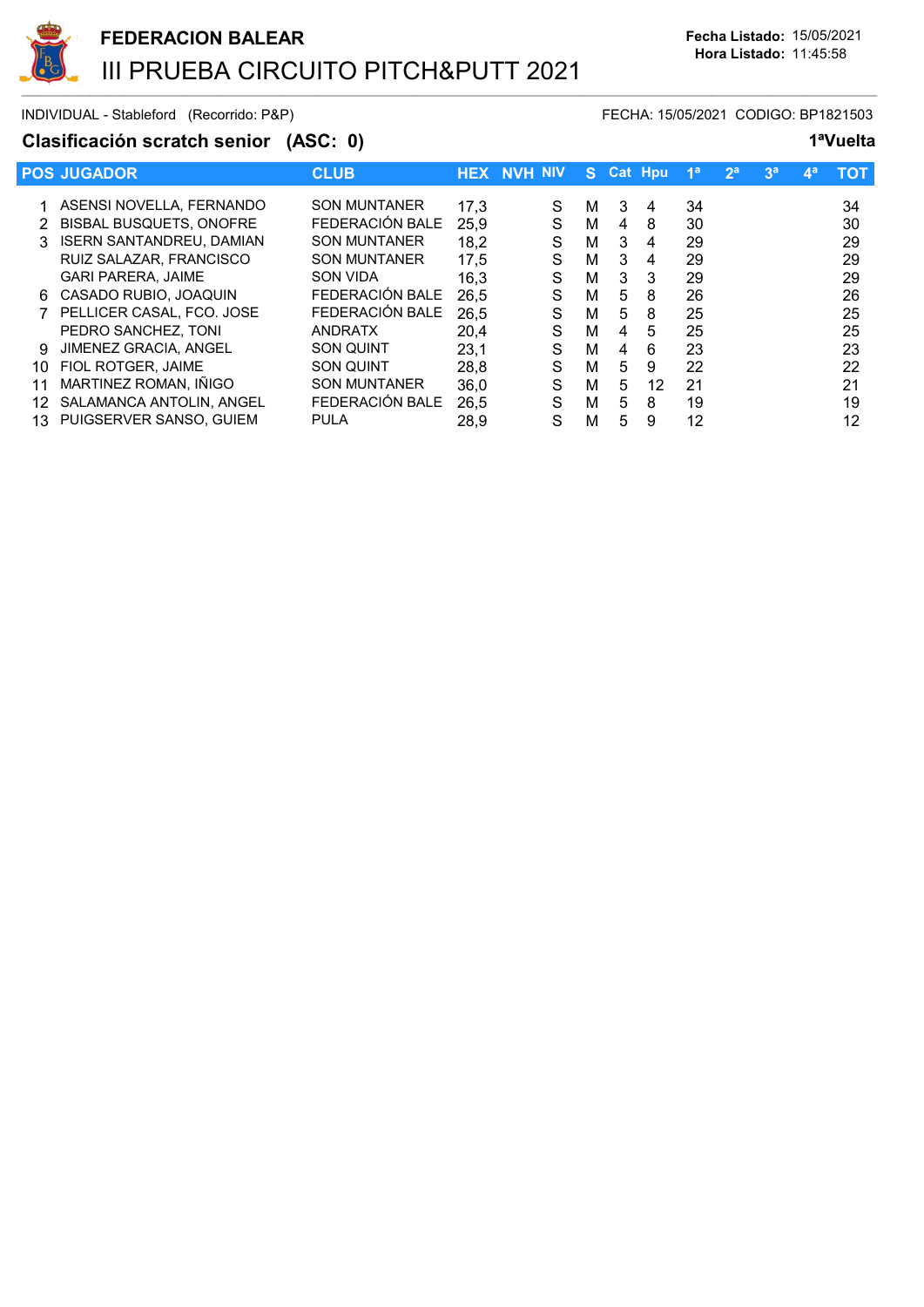**FEDERACION BALEAR**

# III PRUEBA CIRCUITO PITCH&PUTT 2021

**Fecha Listado:** 15/05/2021
**Hora Listado:** 11:45:58

INDIVIDUAL - Stableford (Recorrido: P&P)

FECHA: 15/05/2021 CODIGO: BP1821503

## Clasificación scratch senior (ASC: 0)

**1ªVuelta**

| POS | JUGADOR | CLUB | HEX | NVH | NIV | S | Cat | Hpu | 1ª | 2ª | 3ª | 4ª | TOT |
|---|---|---|---|---|---|---|---|---|---|---|---|---|---|
| 1 | ASENSI NOVELLA, FERNANDO | SON MUNTANER | 17,3 | | S | M | 3 | 4 | 34 | | | | 34 |
| 2 | BISBAL BUSQUETS, ONOFRE | FEDERACIÓN BALE | 25,9 | | S | M | 4 | 8 | 30 | | | | 30 |
| 3 | ISERN SANTANDREU, DAMIAN | SON MUNTANER | 18,2 | | S | M | 3 | 4 | 29 | | | | 29 |
| | RUIZ SALAZAR, FRANCISCO | SON MUNTANER | 17,5 | | S | M | 3 | 4 | 29 | | | | 29 |
| | GARI PARERA, JAIME | SON VIDA | 16,3 | | S | M | 3 | 3 | 29 | | | | 29 |
| 6 | CASADO RUBIO, JOAQUIN | FEDERACIÓN BALE | 26,5 | | S | M | 5 | 8 | 26 | | | | 26 |
| 7 | PELLICER CASAL, FCO. JOSE | FEDERACIÓN BALE | 26,5 | | S | M | 5 | 8 | 25 | | | | 25 |
| | PEDRO SANCHEZ, TONI | ANDRATX | 20,4 | | S | M | 4 | 5 | 25 | | | | 25 |
| 9 | JIMENEZ GRACIA, ANGEL | SON QUINT | 23,1 | | S | M | 4 | 6 | 23 | | | | 23 |
| 10 | FIOL ROTGER, JAIME | SON QUINT | 28,8 | | S | M | 5 | 9 | 22 | | | | 22 |
| 11 | MARTINEZ ROMAN, IÑIGO | SON MUNTANER | 36,0 | | S | M | 5 | 12 | 21 | | | | 21 |
| 12 | SALAMANCA ANTOLIN, ANGEL | FEDERACIÓN BALE | 26,5 | | S | M | 5 | 8 | 19 | | | | 19 |
| 13 | PUIGSERVER SANSO, GUIEM | PULA | 28,9 | | S | M | 5 | 9 | 12 | | | | 12 |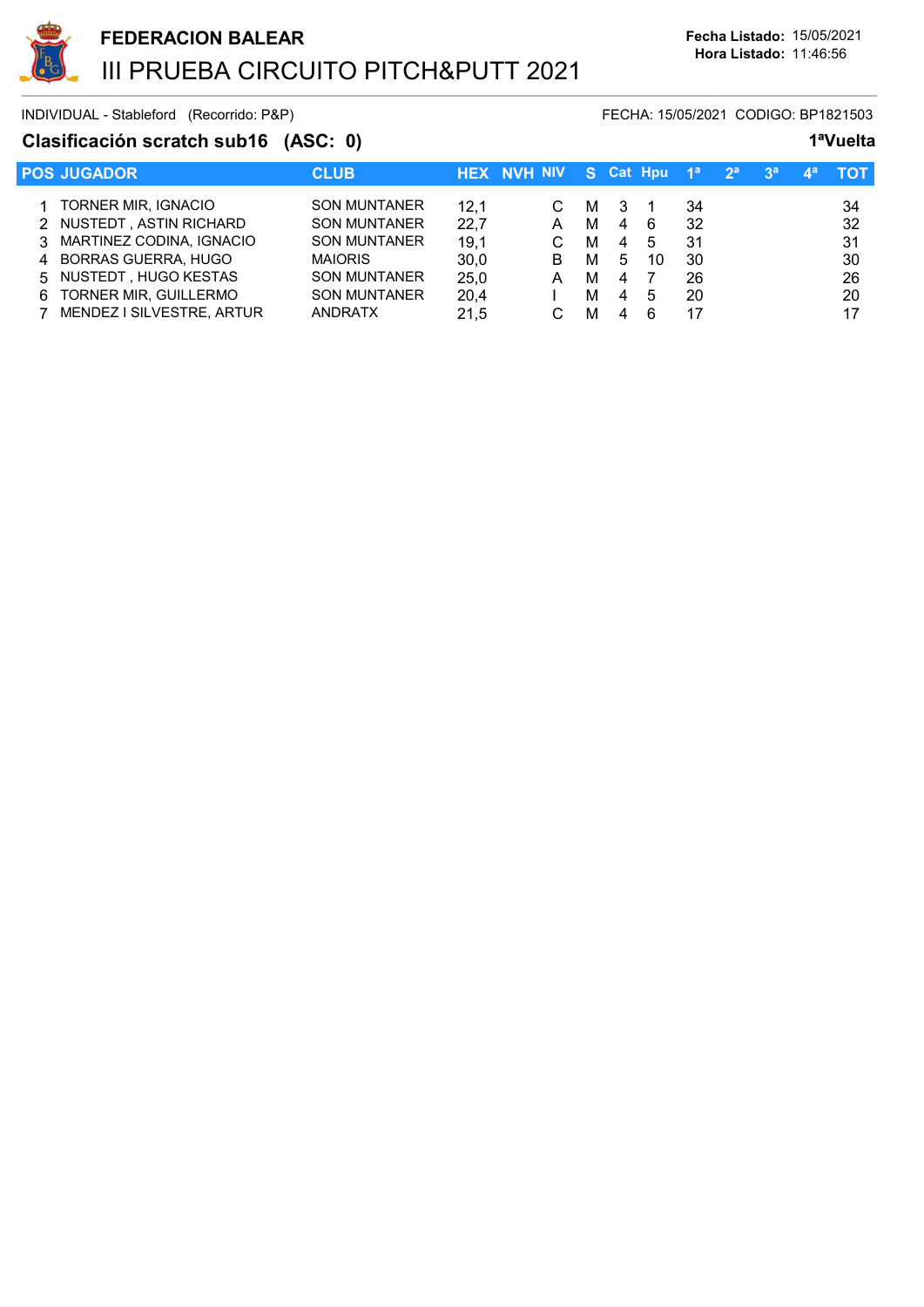**FEDERACION BALEAR**

# III PRUEBA CIRCUITO PITCH&PUTT 2021

**Fecha Listado:** 15/05/2021
**Hora Listado:** 11:46:56

INDIVIDUAL - Stableford (Recorrido: P&P)

FECHA: 15/05/2021 CODIGO: BP1821503

## Clasificación scratch sub16 (ASC: 0)

**1ªVuelta**

| POS | JUGADOR | CLUB | HEX | NVH | NIV | S | Cat | Hpu | 1ª | 2ª | 3ª | 4ª | TOT |
|---|---|---|---|---|---|---|---|---|---|---|---|---|---|
| 1 | TORNER MIR, IGNACIO | SON MUNTANER | 12,1 | | C | M | 3 | 1 | 34 | | | | 34 |
| 2 | NUSTEDT , ASTIN RICHARD | SON MUNTANER | 22,7 | | A | M | 4 | 6 | 32 | | | | 32 |
| 3 | MARTINEZ CODINA, IGNACIO | SON MUNTANER | 19,1 | | C | M | 4 | 5 | 31 | | | | 31 |
| 4 | BORRAS GUERRA, HUGO | MAIORIS | 30,0 | | B | M | 5 | 10 | 30 | | | | 30 |
| 5 | NUSTEDT , HUGO KESTAS | SON MUNTANER | 25,0 | | A | M | 4 | 7 | 26 | | | | 26 |
| 6 | TORNER MIR, GUILLERMO | SON MUNTANER | 20,4 | | I | M | 4 | 5 | 20 | | | | 20 |
| 7 | MENDEZ I SILVESTRE, ARTUR | ANDRATX | 21,5 | | C | M | 4 | 6 | 17 | | | | 17 |